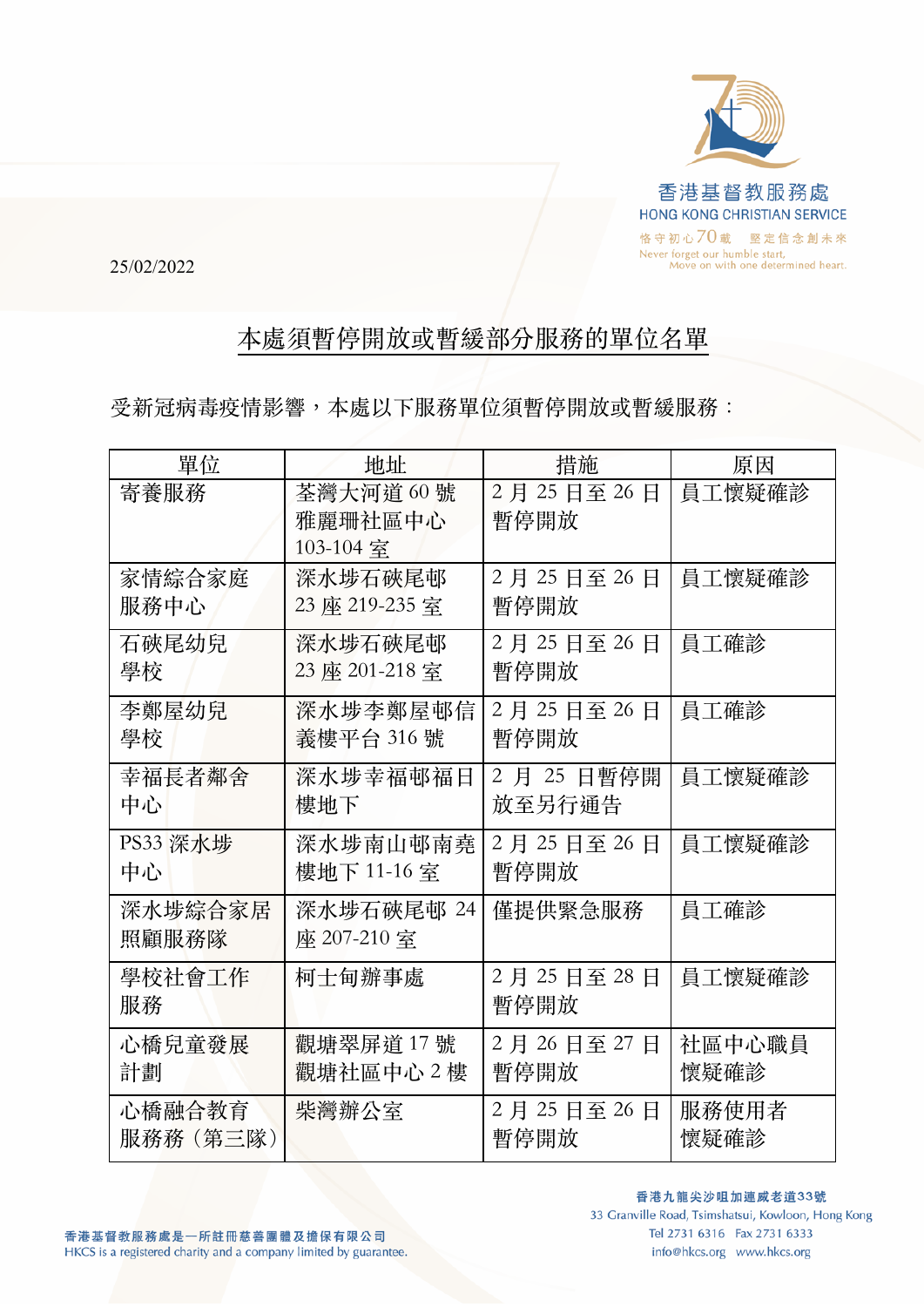25/02/2022

## 本處須暫停開放或暫緩部分服務的單位名單

受新冠病毒疫情影響，本處以下服務單位須暫停開放或暫緩服務：

| 單位 | 地址 | 措施 | 原因 |
|---|---|---|---|
| 寄養服務 | 荃灣大河道 60 號雅麗珊社區中心 103-104 室 | 2 月 25 日至 26 日暫停開放 | 員工懷疑確診 |
| 家情綜合家庭服務中心 | 深水埗石硤尾邨 23 座 219-235 室 | 2 月 25 日至 26 日暫停開放 | 員工懷疑確診 |
| 石硤尾幼兒學校 | 深水埗石硤尾邨 23 座 201-218 室 | 2 月 25 日至 26 日暫停開放 | 員工確診 |
| 李鄭屋幼兒學校 | 深水埗李鄭屋邨信義樓平台 316 號 | 2 月 25 日至 26 日暫停開放 | 員工確診 |
| 幸福長者鄰舍中心 | 深水埗幸福邨福日樓地下 | 2 月 25 日暫停開放至另行通告 | 員工懷疑確診 |
| PS33 深水埗中心 | 深水埗南山邨南堯樓地下 11-16 室 | 2 月 25 日至 26 日暫停開放 | 員工懷疑確診 |
| 深水埗綜合家居照顧服務隊 | 深水埗石硤尾邨 24 座 207-210 室 | 僅提供緊急服務 | 員工確診 |
| 學校社會工作服務 | 柯士甸辦事處 | 2 月 25 日至 28 日暫停開放 | 員工懷疑確診 |
| 心橋兒童發展計劃 | 觀塘翠屏道 17 號觀塘社區中心 2 樓 | 2 月 26 日至 27 日暫停開放 | 社區中心職員懷疑確診 |
| 心橋融合教育服務務（第三隊） | 柴灣辦公室 | 2 月 25 日至 26 日暫停開放 | 服務使用者懷疑確診 |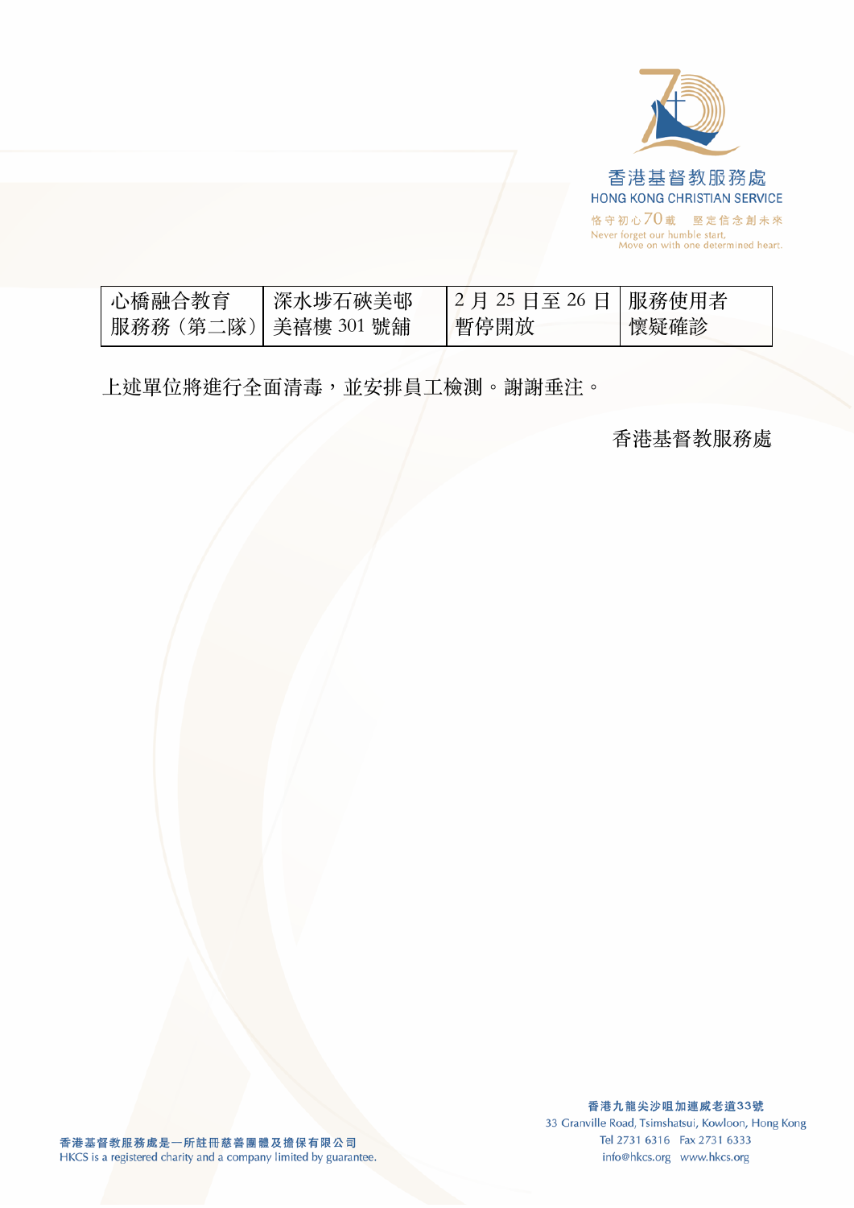| 心橋融合教育服務務（第二隊） | 深水埗石硤美邨美禧樓 301 號舖 | 2 月 25 日至 26 日暫停開放 | 服務使用者懷疑確診 |
|---|---|---|---|

上述單位將進行全面清毒，並安排員工檢測。謝謝垂注。

香港基督教服務處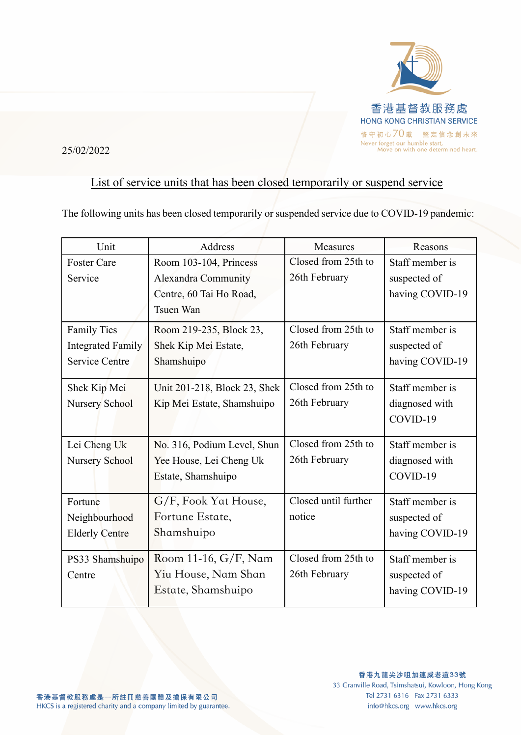香港基督教服務處
HONG KONG CHRISTIAN SERVICE
恪守初心70載 堅定信念創未來
Never forget our humble start,
Move on with one determined heart.

25/02/2022

## List of service units that has been closed temporarily or suspend service

The following units has been closed temporarily or suspended service due to COVID-19 pandemic:

| Unit | Address | Measures | Reasons |
| --- | --- | --- | --- |
| Foster Care Service | Room 103-104, Princess Alexandra Community Centre, 60 Tai Ho Road, Tsuen Wan | Closed from 25th to 26th February | Staff member is suspected of having COVID-19 |
| Family Ties Integrated Family Service Centre | Room 219-235, Block 23, Shek Kip Mei Estate, Shamshuipo | Closed from 25th to 26th February | Staff member is suspected of having COVID-19 |
| Shek Kip Mei Nursery School | Unit 201-218, Block 23, Shek Kip Mei Estate, Shamshuipo | Closed from 25th to 26th February | Staff member is diagnosed with COVID-19 |
| Lei Cheng Uk Nursery School | No. 316, Podium Level, Shun Yee House, Lei Cheng Uk Estate, Shamshuipo | Closed from 25th to 26th February | Staff member is diagnosed with COVID-19 |
| Fortune Neighbourhood Elderly Centre | G/F, Fook Yat House, Fortune Estate, Shamshuipo | Closed until further notice | Staff member is suspected of having COVID-19 |
| PS33 Shamshuipo Centre | Room 11-16, G/F, Nam Yiu House, Nam Shan Estate, Shamshuipo | Closed from 25th to 26th February | Staff member is suspected of having COVID-19 |

香港基督教服務處是一所註冊慈善團體及擔保有限公司
HKCS is a registered charity and a company limited by guarantee.

香港九龍尖沙咀加連威老道33號
33 Granville Road, Tsimshatsui, Kowloon, Hong Kong
Tel 2731 6316 Fax 2731 6333
info@hkcs.org www.hkcs.org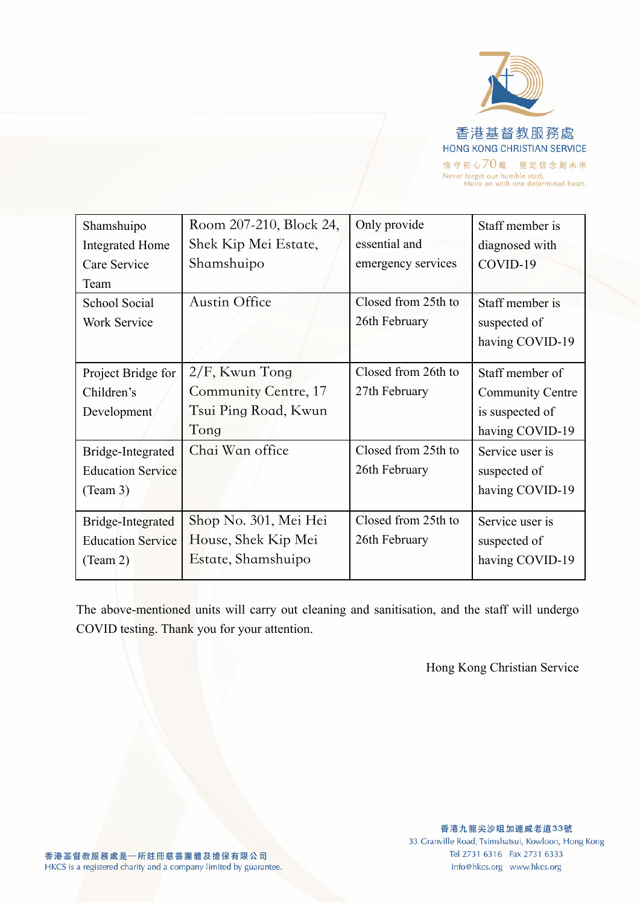| | | | |
|---|---|---|---|
| Shamshuipo Integrated Home Care Service Team | Room 207-210, Block 24, Shek Kip Mei Estate, Shamshuipo | Only provide essential and emergency services | Staff member is diagnosed with COVID-19 |
| School Social Work Service | Austin Office | Closed from 25th to 26th February | Staff member is suspected of having COVID-19 |
| Project Bridge for Children's Development | 2/F, Kwun Tong Community Centre, 17 Tsui Ping Road, Kwun Tong | Closed from 26th to 27th February | Staff member of Community Centre is suspected of having COVID-19 |
| Bridge-Integrated Education Service (Team 3) | Chai Wan office | Closed from 25th to 26th February | Service user is suspected of having COVID-19 |
| Bridge-Integrated Education Service (Team 2) | Shop No. 301, Mei Hei House, Shek Kip Mei Estate, Shamshuipo | Closed from 25th to 26th February | Service user is suspected of having COVID-19 |

The above-mentioned units will carry out cleaning and sanitisation, and the staff will undergo COVID testing. Thank you for your attention.

Hong Kong Christian Service